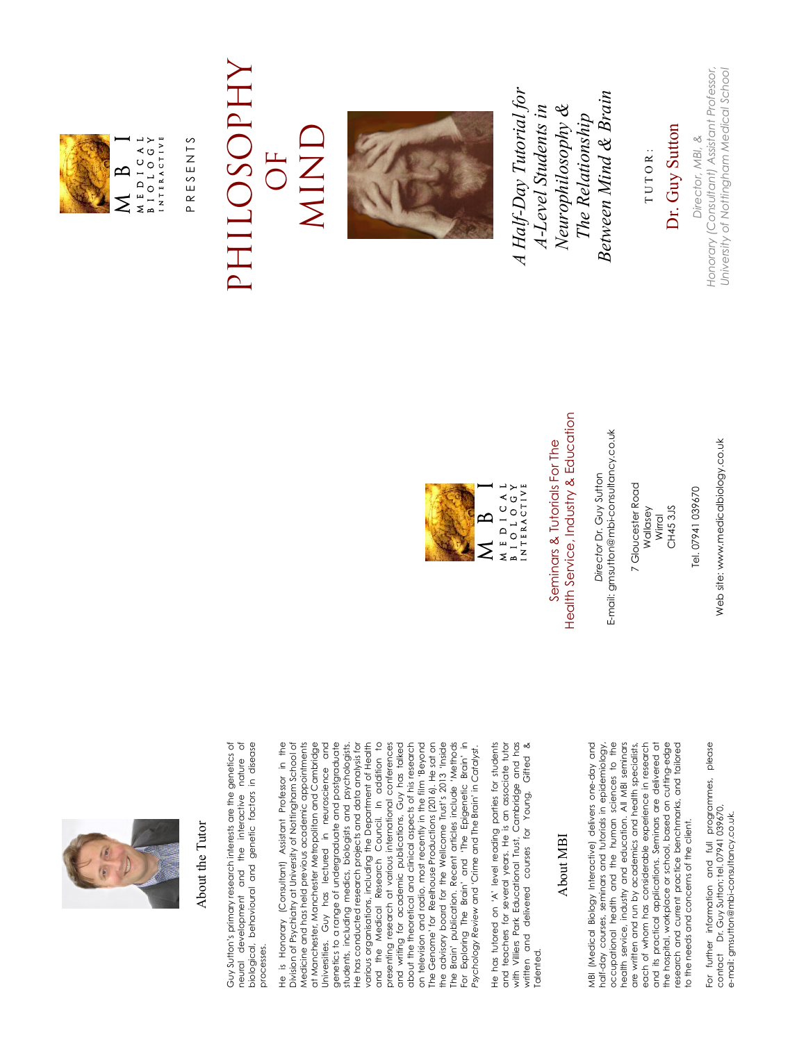## About the Tutor

Guy Sutton's primary research interests are the genetics of neural development and the interactive nature of biological, behavioural and genetic factors in disease processes.

He is Honorary (Consultant) Assistant Professor in the Division of Psychiatry at University of Nottingham School of Medicine and has held previous academic appointments at Manchester, Manchester Metropolitan and Cambridge Universities. Guy has lectured in neuroscience and genetics to a range of undergraduate and postgraduate students, including medics, biologists and psychologists. He has conducted research projects and data analysis for various organisations, including the Department of Health and the Medical Research Council. In addition to presenting research at various international conferences and writing for academic publications, Guy has talked about the theoretical and clinical aspects of his research on television and radio, most recently in the film 'Beyond The Genome' for Reelhouse Productions (2016). He sat on the advisory board for the Wellcome Trust's 2013 'Inside The Brain' publication. Recent articles include 'Methods For Exploring The Brain' and 'The Epigenetic Brain' in *Psychology Review* and 'Crime and The Brain' in *Catalyst*.

He has tutored on 'A' level reading parties for students and teachers for several years. He is an associate tutor with Villiers Park Educational Trust, Cambridge and has written and delivered courses for Young, Gifted & Talented.

## About MBI

MBI (Medical Biology Interactive) delivers one-day and half-day courses, seminars and tutorials in epidemiology, occupational health and the human sciences to the health service, industry and education. All MBI seminars are written and run by academics and health specialists, each of whom has considerable experience in research and its practical applications. Seminars are delivered at the hospital, workplace or school, based on cutting-edge research and current practice benchmarks, and tailored to the needs and concerns of the client.

For further information and full programmes, please contact Dr. Guy Sutton; tel. 07941 039670, e-mail: gmsutton@mbi-consultancy.co.uk.

---

M B I
MEDICAL BIOLOGY INTERACTIVE

Seminars & Tutorials For The Health Service, Industry & Education

*Director* Dr. Guy Sutton
E-mail: gmsutton@mbi-consultancy.co.uk

7 Gloucester Road
Wallasey
Wirral
CH45 3JS

Tel. 07941 039670

Web site: www.medicalbiology.co.uk

---

M B I
MEDICAL BIOLOGY INTERACTIVE

PRESENTS

# PHILOSOPHY OF MIND

*A Half-Day Tutorial for A-Level Students in Neurophilosophy & The Relationship Between Mind & Brain*

TUTOR:

Dr. Guy Sutton

*Director, MBI, &*
*Honorary (Consultant) Assistant Professor, University of Nottingham Medical School*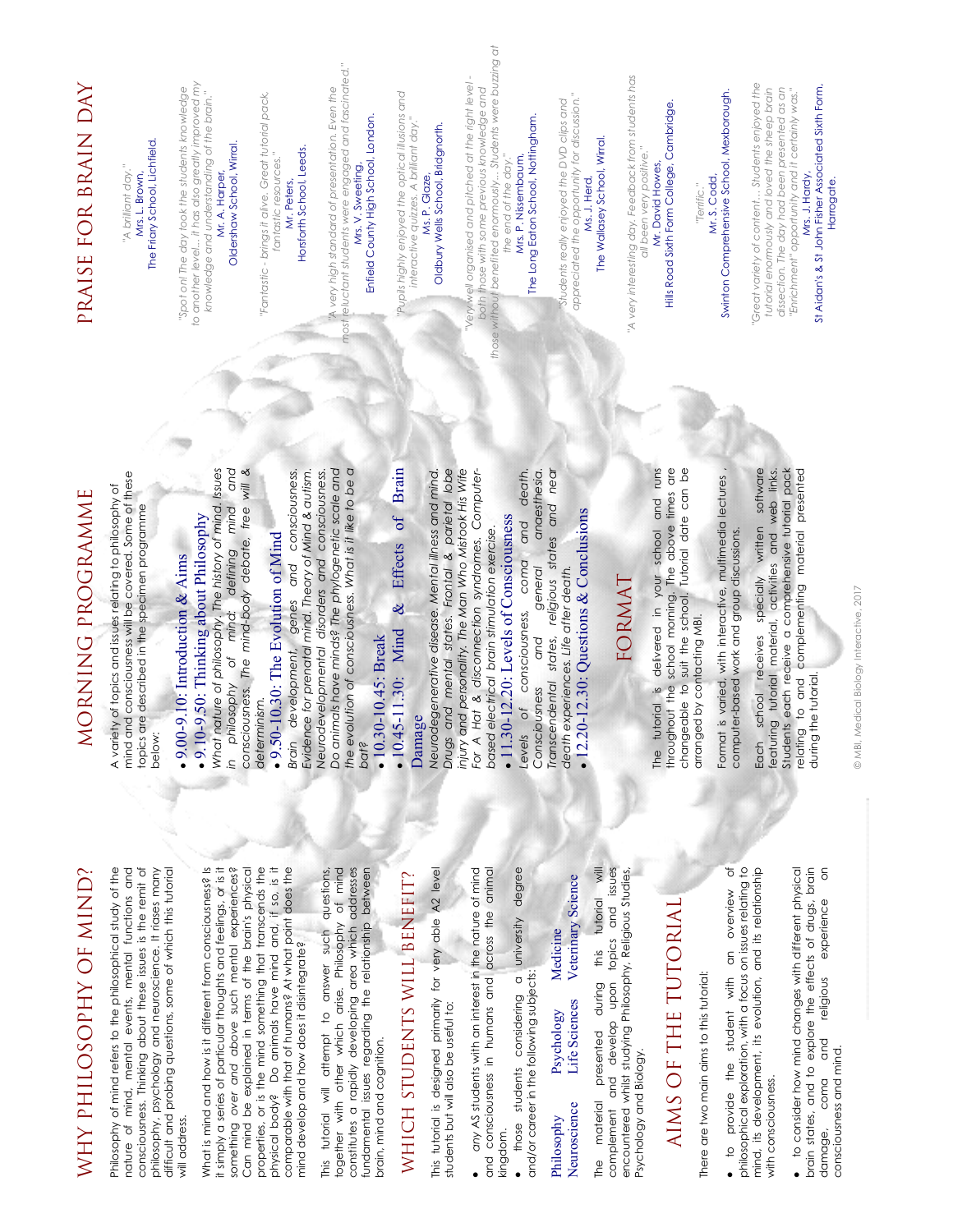# WHY PHILOSOPHY OF MIND?

Philosophy of mind refers to the philosophical study of the nature of mind, mental functions and consciousness. Thinking about these issues is the remit of philosophy, psychology and neuroscience. It raises many difficult and probing questions, some of which this tutorial will address.

What is mind and how is it different from consciousness? Is it simply a series of particular thoughts and feelings, or is it something *over and above* such mental experiences? Can mind be explained in terms of the brain's physical properties, or is the mind something that transcends the physical body? Do animals have mind and, if so, is it comparable with that of humans? At what point does the mind develop and how does it disintegrate?

This tutorial will attempt to answer such questions, together with other which arise. Philosophy of mind constitutes a rapidly developing area which addresses fundamental issues regarding the relationship between brain, mind and cognition.

## WHICH STUDENTS WILL BENEFIT?

This tutorial is designed primarily for very able A2 level students but will also be useful to:

- any AS students with an interest in the nature of mind and consciousness in humans and across the animal kingdom.
- those students considering a university degree and/or career in the following subjects:

Philosophy, Psychology, Medicine, Neuroscience, Life Sciences, Veterinary Science

The material presented during this tutorial will complement and develop upon topics and issues encountered whilst studying Philosophy, Religious Studies, Psychology and Biology.

## AIMS OF THE TUTORIAL

There are two main aims to this tutorial:

- to provide the student with an overview of philosophical exploration, with a focus on issues relating to mind, its development, its evolution, and its relationship with consciousness.
- to consider how mind changes with different physical brain states, and to explore the effects of drugs, brain damage, coma and religious experience on consciousness and mind.

# MORNING PROGRAMME

A variety of topics and issues relating to philosophy of mind and consciousness will be covered. Some of these topics are described in the specimen programme below:

- **9.00-9.10: Introduction & Aims**
- **9.10-9.50: Thinking about Philosophy**

*What nature of philosophy. The history of mind. Issues in philosophy of mind: defining mind and consciousness. The mind-body debate, free will & determinism.*

- **9.50-10.30: The Evolution of Mind**

*Brain development, genes and consciousness. Evidence for prenatal mind. Theory of Mind & autism. Neurodevelopmental disorders and consciousness. Do animals have minds? The phylogenetic scale and the evolution of consciousness. What is it like to be a bat?*

- **10.30-10.45: Break**
- **10.45-11.30: Mind & Effects of Brain Damage**

*Neurodegenerative disease. Mental illness and mind. Drugs and mental states. Frontal & parietal lobe injury and personality. The Man Who Mistook His Wife For A Hat & disconnection syndromes. Computer-based electrical brain stimulation exercise.*

- **11.30-12.20: Levels of Consciousness**

*Levels of consciousness, coma and death. Consciousness and general anaesthesia. Transcendental states, religious states and near death experiences. Life after death.*

- **12.20-12.30: Questions & Conclusions**

## FORMAT

The tutorial is delivered in your school and runs throughout the school morning. The above times are changeable to suit the school. Tutorial date can be arranged by contacting MBI.

Format is varied, with interactive, multimedia lectures, computer-based work and group discussions.

Each school receives specially written software featuring tutorial material, activities and web links. Students each receive a comprehensive tutorial pack relating to and complementing material presented during the tutorial.

© MBI, Medical Biology Interactive, 2017

# PRAISE FOR BRAIN DAY

*"A brilliant day."*
Mrs. L. Brown,
The Friary School, Lichfield.

*"Spot on! The day took the students knowledge to another level… it has also greatly improved my knowledge and understanding of the brain."*
Mr. A. Harper,
Oldershaw School, Wirral.

*"Fantastic – brings it alive. Great tutorial pack, fantastic resources."*
Mr. Peters,
Horsforth School, Leeds.

*"A very high standard of presentation. Even the most reluctant students were engaged and fascinated."*
Mrs. V. Sweeting,
Enfield County High School, London.

*"Pupils highly enjoyed the optical illusions and interactive quizzes. A brilliant day."*
Ms. P. Glaze,
Oldbury Wells School, Bridgnorth.

*"Very well organised and pitched at the right level - both those with some previous knowledge and those without benefited enormously… Students were buzzing at the end of the day."*
Mrs. P. Nissembaum,
The Long Eaton School, Nottingham.

*"Students really enjoyed the DVD clips and appreciated the opportunity for discussion."*
Ms. J. Herd,
The Wallasey School, Wirral.

*"A very interesting day. Feedback from students has all been very positive."*
Mr. David Howes,
Hills Road Sixth Form College, Cambridge.

*"Terrific."*
Mr. S. Codd,
Swinton Comprehensive School, Mexborough.

*"Great variety of content… Students enjoyed the tutorial enormously and loved the sheep brain dissection. The day had been presented as an "Enrichment" opportunity and it certainly was."*
Mrs. J. Hardy,
St Aidan's & St John Fisher Associated Sixth Form, Harrogate.